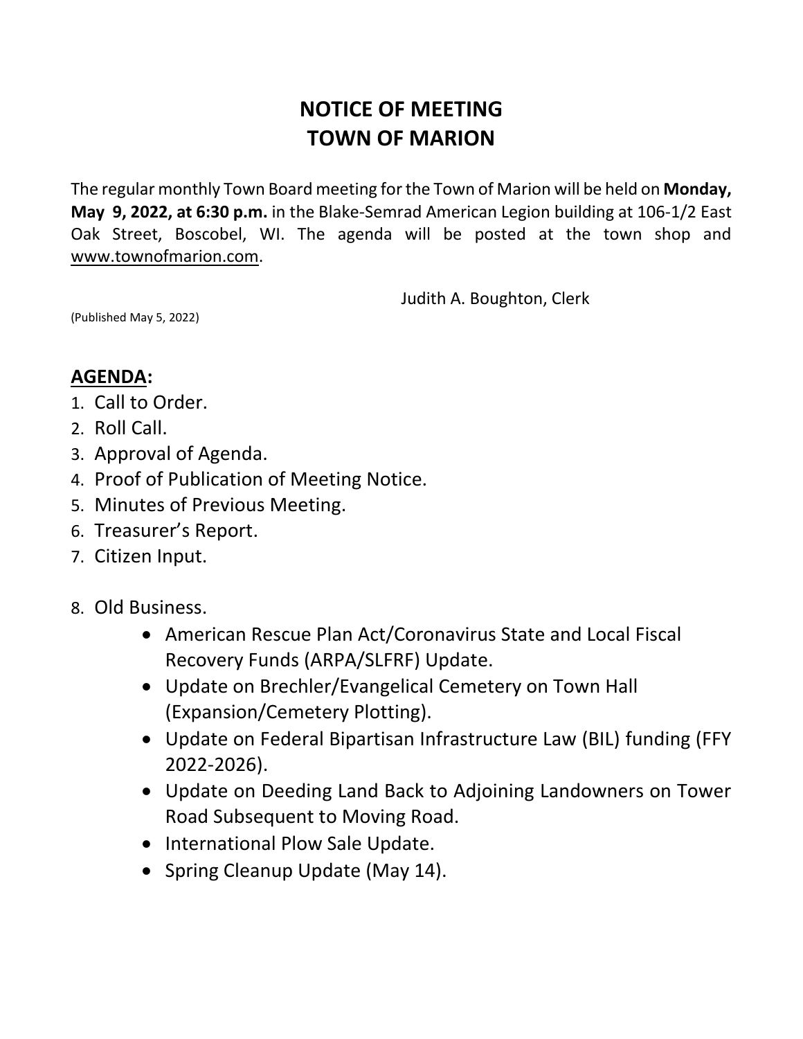# NOTICE OF MEETING
# TOWN OF MARION

The regular monthly Town Board meeting for the Town of Marion will be held on **Monday, May 9, 2022, at 6:30 p.m.** in the Blake-Semrad American Legion building at 106-1/2 East Oak Street, Boscobel, WI. The agenda will be posted at the town shop and www.townofmarion.com.

Judith A. Boughton, Clerk

(Published May 5, 2022)

## AGENDA:

1. Call to Order.
2. Roll Call.
3. Approval of Agenda.
4. Proof of Publication of Meeting Notice.
5. Minutes of Previous Meeting.
6. Treasurer's Report.
7. Citizen Input.
8. Old Business.
   - American Rescue Plan Act/Coronavirus State and Local Fiscal Recovery Funds (ARPA/SLFRF) Update.
   - Update on Brechler/Evangelical Cemetery on Town Hall (Expansion/Cemetery Plotting).
   - Update on Federal Bipartisan Infrastructure Law (BIL) funding (FFY 2022-2026).
   - Update on Deeding Land Back to Adjoining Landowners on Tower Road Subsequent to Moving Road.
   - International Plow Sale Update.
   - Spring Cleanup Update (May 14).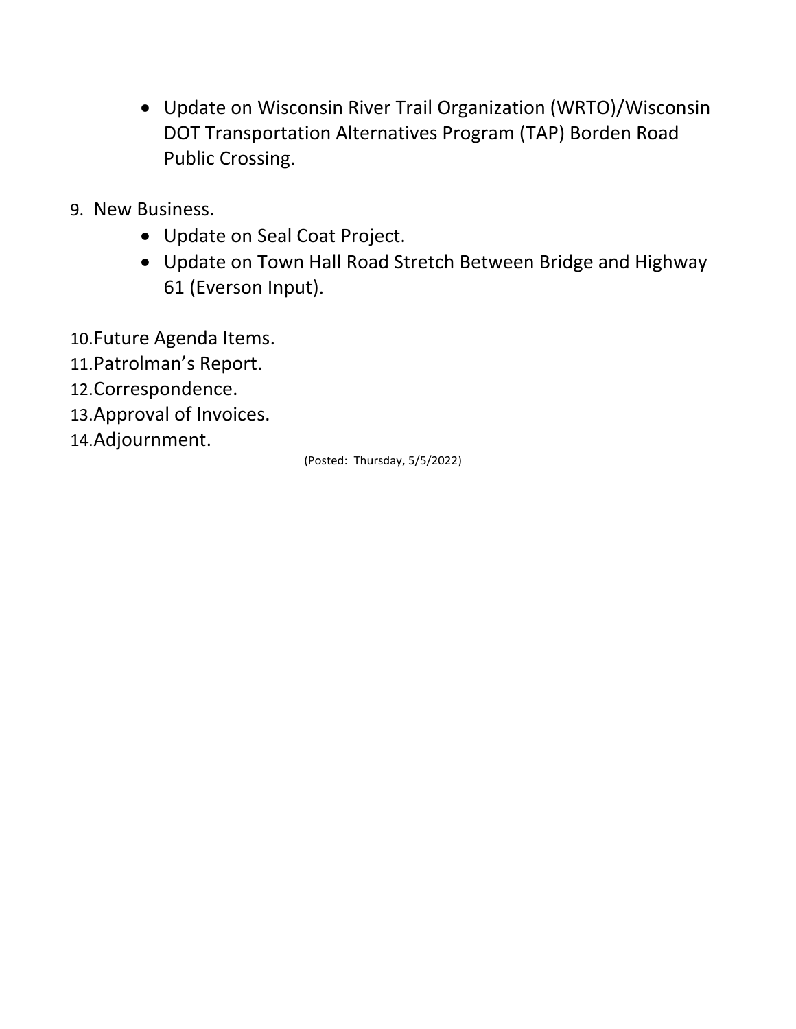- Update on Wisconsin River Trail Organization (WRTO)/Wisconsin DOT Transportation Alternatives Program (TAP) Borden Road Public Crossing.

9. New Business.
    - Update on Seal Coat Project.
    - Update on Town Hall Road Stretch Between Bridge and Highway 61 (Everson Input).

10. Future Agenda Items.
11. Patrolman's Report.
12. Correspondence.
13. Approval of Invoices.
14. Adjournment.

(Posted: Thursday, 5/5/2022)